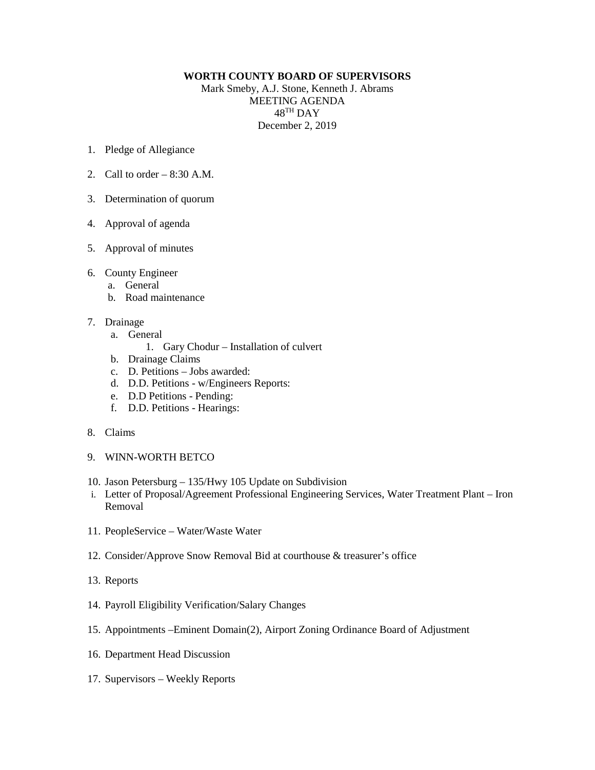**WORTH COUNTY BOARD OF SUPERVISORS**

Mark Smeby, A.J. Stone, Kenneth J. Abrams
MEETING AGENDA
48TH DAY
December 2, 2019

1. Pledge of Allegiance

2. Call to order – 8:30 A.M.

3. Determination of quorum

4. Approval of agenda

5. Approval of minutes

6. County Engineer
   a. General
   b. Road maintenance

7. Drainage
   a. General
      1. Gary Chodur – Installation of culvert
   b. Drainage Claims
   c. D. Petitions – Jobs awarded:
   d. D.D. Petitions - w/Engineers Reports:
   e. D.D Petitions - Pending:
   f. D.D. Petitions - Hearings:

8. Claims

9. WINN-WORTH BETCO

10. Jason Petersburg – 135/Hwy 105 Update on Subdivision
    i. Letter of Proposal/Agreement Professional Engineering Services, Water Treatment Plant – Iron Removal

11. PeopleService – Water/Waste Water

12. Consider/Approve Snow Removal Bid at courthouse & treasurer's office

13. Reports

14. Payroll Eligibility Verification/Salary Changes

15. Appointments –Eminent Domain(2), Airport Zoning Ordinance Board of Adjustment

16. Department Head Discussion

17. Supervisors – Weekly Reports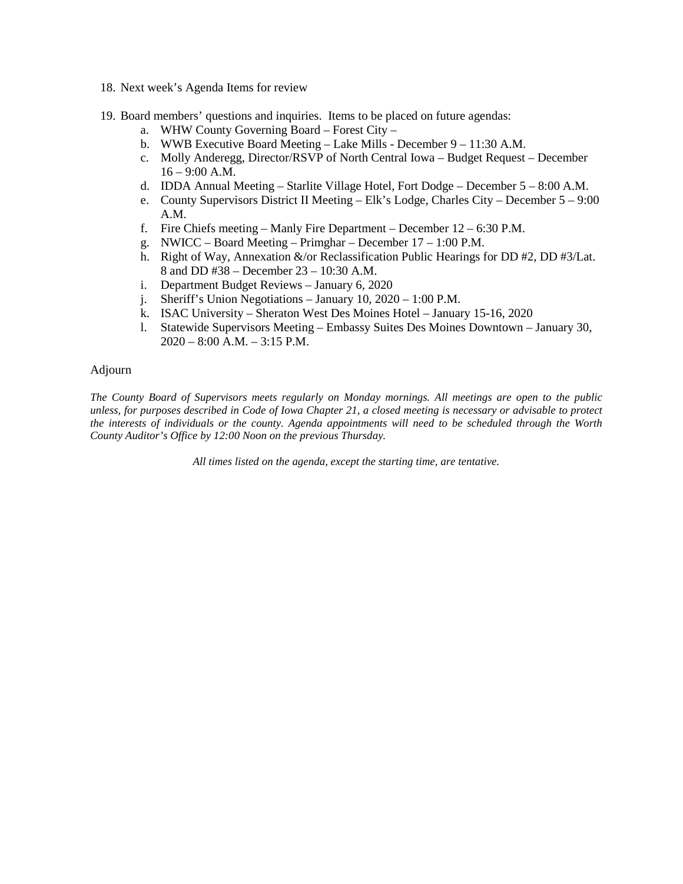18. Next week's Agenda Items for review

19. Board members' questions and inquiries. Items to be placed on future agendas:
    a. WHW County Governing Board – Forest City –
    b. WWB Executive Board Meeting – Lake Mills - December 9 – 11:30 A.M.
    c. Molly Anderegg, Director/RSVP of North Central Iowa – Budget Request – December 16 – 9:00 A.M.
    d. IDDA Annual Meeting – Starlite Village Hotel, Fort Dodge – December 5 – 8:00 A.M.
    e. County Supervisors District II Meeting – Elk's Lodge, Charles City – December 5 – 9:00 A.M.
    f. Fire Chiefs meeting – Manly Fire Department – December 12 – 6:30 P.M.
    g. NWICC – Board Meeting – Primghar – December 17 – 1:00 P.M.
    h. Right of Way, Annexation &/or Reclassification Public Hearings for DD #2, DD #3/Lat. 8 and DD #38 – December 23 – 10:30 A.M.
    i. Department Budget Reviews – January 6, 2020
    j. Sheriff's Union Negotiations – January 10, 2020 – 1:00 P.M.
    k. ISAC University – Sheraton West Des Moines Hotel – January 15-16, 2020
    l. Statewide Supervisors Meeting – Embassy Suites Des Moines Downtown – January 30, 2020 – 8:00 A.M. – 3:15 P.M.

Adjourn

*The County Board of Supervisors meets regularly on Monday mornings. All meetings are open to the public unless, for purposes described in Code of Iowa Chapter 21, a closed meeting is necessary or advisable to protect the interests of individuals or the county. Agenda appointments will need to be scheduled through the Worth County Auditor's Office by 12:00 Noon on the previous Thursday.*

*All times listed on the agenda, except the starting time, are tentative.*